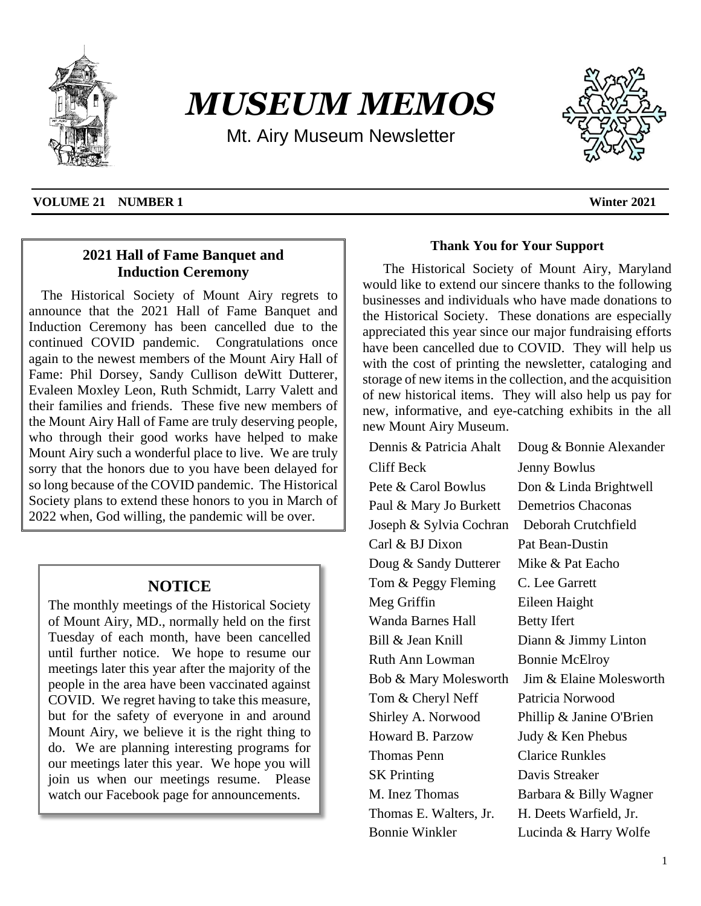# MUSEUM MEMOS

Mt. Airy Museum Newsletter

**VOLUME 21 NUMBER 1** **Winter 2021**

## 2021 Hall of Fame Banquet and Induction Ceremony

The Historical Society of Mount Airy regrets to announce that the 2021 Hall of Fame Banquet and Induction Ceremony has been cancelled due to the continued COVID pandemic. Congratulations once again to the newest members of the Mount Airy Hall of Fame: Phil Dorsey, Sandy Cullison deWitt Dutterer, Evaleen Moxley Leon, Ruth Schmidt, Larry Valett and their families and friends. These five new members of the Mount Airy Hall of Fame are truly deserving people, who through their good works have helped to make Mount Airy such a wonderful place to live. We are truly sorry that the honors due to you have been delayed for so long because of the COVID pandemic. The Historical Society plans to extend these honors to you in March of 2022 when, God willing, the pandemic will be over.

## NOTICE

The monthly meetings of the Historical Society of Mount Airy, MD., normally held on the first Tuesday of each month, have been cancelled until further notice. We hope to resume our meetings later this year after the majority of the people in the area have been vaccinated against COVID. We regret having to take this measure, but for the safety of everyone in and around Mount Airy, we believe it is the right thing to do. We are planning interesting programs for our meetings later this year. We hope you will join us when our meetings resume. Please watch our Facebook page for announcements.

## Thank You for Your Support

The Historical Society of Mount Airy, Maryland would like to extend our sincere thanks to the following businesses and individuals who have made donations to the Historical Society. These donations are especially appreciated this year since our major fundraising efforts have been cancelled due to COVID. They will help us with the cost of printing the newsletter, cataloging and storage of new items in the collection, and the acquisition of new historical items. They will also help us pay for new, informative, and eye-catching exhibits in the all new Mount Airy Museum.

| | |
|---|---|
| Dennis & Patricia Ahalt | Doug & Bonnie Alexander |
| Cliff Beck | Jenny Bowlus |
| Pete & Carol Bowlus | Don & Linda Brightwell |
| Paul & Mary Jo Burkett | Demetrios Chaconas |
| Joseph & Sylvia Cochran | Deborah Crutchfield |
| Carl & BJ Dixon | Pat Bean-Dustin |
| Doug & Sandy Dutterer | Mike & Pat Eacho |
| Tom & Peggy Fleming | C. Lee Garrett |
| Meg Griffin | Eileen Haight |
| Wanda Barnes Hall | Betty Ifert |
| Bill & Jean Knill | Diann & Jimmy Linton |
| Ruth Ann Lowman | Bonnie McElroy |
| Bob & Mary Molesworth | Jim & Elaine Molesworth |
| Tom & Cheryl Neff | Patricia Norwood |
| Shirley A. Norwood | Phillip & Janine O'Brien |
| Howard B. Parzow | Judy & Ken Phebus |
| Thomas Penn | Clarice Runkles |
| SK Printing | Davis Streaker |
| M. Inez Thomas | Barbara & Billy Wagner |
| Thomas E. Walters, Jr. | H. Deets Warfield, Jr. |
| Bonnie Winkler | Lucinda & Harry Wolfe |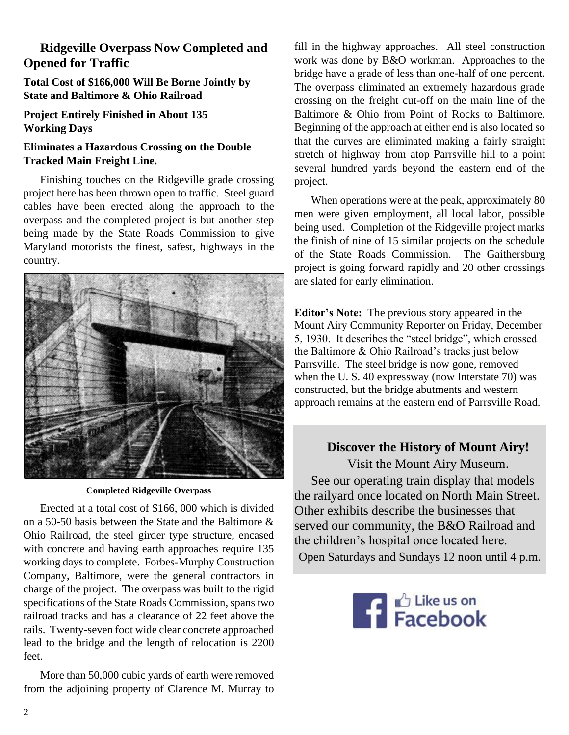## Ridgeville Overpass Now Completed and Opened for Traffic

**Total Cost of $166,000 Will Be Borne Jointly by State and Baltimore & Ohio Railroad**

**Project Entirely Finished in About 135 Working Days**

**Eliminates a Hazardous Crossing on the Double Tracked Main Freight Line.**

Finishing touches on the Ridgeville grade crossing project here has been thrown open to traffic. Steel guard cables have been erected along the approach to the overpass and the completed project is but another step being made by the State Roads Commission to give Maryland motorists the finest, safest, highways in the country.

**Completed Ridgeville Overpass**

Erected at a total cost of $166, 000 which is divided on a 50-50 basis between the State and the Baltimore & Ohio Railroad, the steel girder type structure, encased with concrete and having earth approaches require 135 working days to complete. Forbes-Murphy Construction Company, Baltimore, were the general contractors in charge of the project. The overpass was built to the rigid specifications of the State Roads Commission, spans two railroad tracks and has a clearance of 22 feet above the rails. Twenty-seven foot wide clear concrete approached lead to the bridge and the length of relocation is 2200 feet.

More than 50,000 cubic yards of earth were removed from the adjoining property of Clarence M. Murray to fill in the highway approaches. All steel construction work was done by B&O workman. Approaches to the bridge have a grade of less than one-half of one percent. The overpass eliminated an extremely hazardous grade crossing on the freight cut-off on the main line of the Baltimore & Ohio from Point of Rocks to Baltimore. Beginning of the approach at either end is also located so that the curves are eliminated making a fairly straight stretch of highway from atop Parrsville hill to a point several hundred yards beyond the eastern end of the project.

When operations were at the peak, approximately 80 men were given employment, all local labor, possible being used. Completion of the Ridgeville project marks the finish of nine of 15 similar projects on the schedule of the State Roads Commission. The Gaithersburg project is going forward rapidly and 20 other crossings are slated for early elimination.

**Editor's Note:** The previous story appeared in the Mount Airy Community Reporter on Friday, December 5, 1930. It describes the "steel bridge", which crossed the Baltimore & Ohio Railroad's tracks just below Parrsville. The steel bridge is now gone, removed when the U. S. 40 expressway (now Interstate 70) was constructed, but the bridge abutments and western approach remains at the eastern end of Parrsville Road.

**Discover the History of Mount Airy!**

Visit the Mount Airy Museum.

See our operating train display that models the railyard once located on North Main Street. Other exhibits describe the businesses that served our community, the B&O Railroad and the children's hospital once located here.

Open Saturdays and Sundays 12 noon until 4 p.m.

Like us on Facebook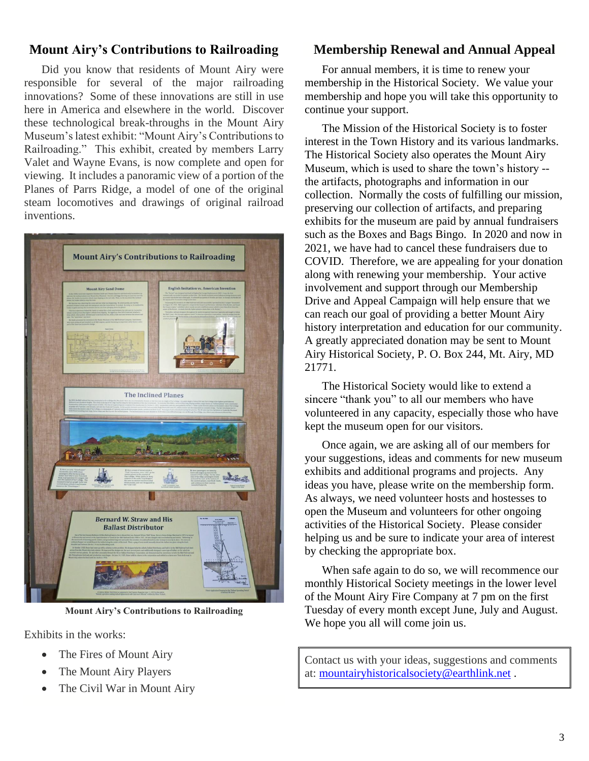## Mount Airy's Contributions to Railroading

Did you know that residents of Mount Airy were responsible for several of the major railroading innovations? Some of these innovations are still in use here in America and elsewhere in the world. Discover these technological break-throughs in the Mount Airy Museum's latest exhibit: "Mount Airy's Contributions to Railroading." This exhibit, created by members Larry Valet and Wayne Evans, is now complete and open for viewing. It includes a panoramic view of a portion of the Planes of Parrs Ridge, a model of one of the original steam locomotives and drawings of original railroad inventions.

**Mount Airy's Contributions to Railroading**

Exhibits in the works:

- The Fires of Mount Airy
- The Mount Airy Players
- The Civil War in Mount Airy

## Membership Renewal and Annual Appeal

For annual members, it is time to renew your membership in the Historical Society. We value your membership and hope you will take this opportunity to continue your support.

The Mission of the Historical Society is to foster interest in the Town History and its various landmarks. The Historical Society also operates the Mount Airy Museum, which is used to share the town's history -- the artifacts, photographs and information in our collection. Normally the costs of fulfilling our mission, preserving our collection of artifacts, and preparing exhibits for the museum are paid by annual fundraisers such as the Boxes and Bags Bingo. In 2020 and now in 2021, we have had to cancel these fundraisers due to COVID. Therefore, we are appealing for your donation along with renewing your membership. Your active involvement and support through our Membership Drive and Appeal Campaign will help ensure that we can reach our goal of providing a better Mount Airy history interpretation and education for our community. A greatly appreciated donation may be sent to Mount Airy Historical Society, P. O. Box 244, Mt. Airy, MD 21771.

The Historical Society would like to extend a sincere "thank you" to all our members who have volunteered in any capacity, especially those who have kept the museum open for our visitors.

Once again, we are asking all of our members for your suggestions, ideas and comments for new museum exhibits and additional programs and projects. Any ideas you have, please write on the membership form. As always, we need volunteer hosts and hostesses to open the Museum and volunteers for other ongoing activities of the Historical Society. Please consider helping us and be sure to indicate your area of interest by checking the appropriate box.

When safe again to do so, we will recommence our monthly Historical Society meetings in the lower level of the Mount Airy Fire Company at 7 pm on the first Tuesday of every month except June, July and August. We hope you all will come join us.

Contact us with your ideas, suggestions and comments at: mountairyhistoricalsociety@earthlink.net .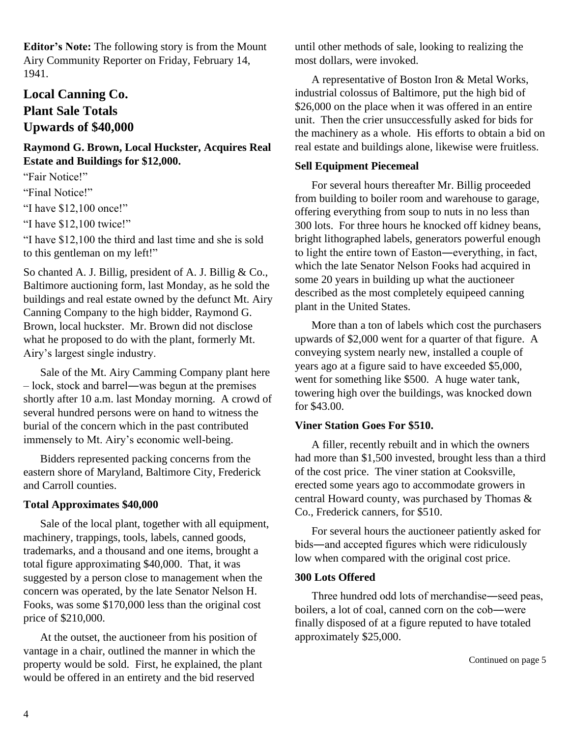**Editor's Note:** The following story is from the Mount Airy Community Reporter on Friday, February 14, 1941.

## Local Canning Co. Plant Sale Totals Upwards of $40,000

### Raymond G. Brown, Local Huckster, Acquires Real Estate and Buildings for $12,000.

"Fair Notice!"

"Final Notice!"

"I have $12,100 once!"

"I have $12,100 twice!"

"I have $12,100 the third and last time and she is sold to this gentleman on my left!"

So chanted A. J. Billig, president of A. J. Billig & Co., Baltimore auctioning form, last Monday, as he sold the buildings and real estate owned by the defunct Mt. Airy Canning Company to the high bidder, Raymond G. Brown, local huckster. Mr. Brown did not disclose what he proposed to do with the plant, formerly Mt. Airy's largest single industry.

Sale of the Mt. Airy Camming Company plant here – lock, stock and barrel―was begun at the premises shortly after 10 a.m. last Monday morning. A crowd of several hundred persons were on hand to witness the burial of the concern which in the past contributed immensely to Mt. Airy's economic well-being.

Bidders represented packing concerns from the eastern shore of Maryland, Baltimore City, Frederick and Carroll counties.

### Total Approximates $40,000

Sale of the local plant, together with all equipment, machinery, trappings, tools, labels, canned goods, trademarks, and a thousand and one items, brought a total figure approximating $40,000. That, it was suggested by a person close to management when the concern was operated, by the late Senator Nelson H. Fooks, was some $170,000 less than the original cost price of $210,000.

At the outset, the auctioneer from his position of vantage in a chair, outlined the manner in which the property would be sold. First, he explained, the plant would be offered in an entirety and the bid reserved until other methods of sale, looking to realizing the most dollars, were invoked.

A representative of Boston Iron & Metal Works, industrial colossus of Baltimore, put the high bid of $26,000 on the place when it was offered in an entire unit. Then the crier unsuccessfully asked for bids for the machinery as a whole. His efforts to obtain a bid on real estate and buildings alone, likewise were fruitless.

### Sell Equipment Piecemeal

For several hours thereafter Mr. Billig proceeded from building to boiler room and warehouse to garage, offering everything from soup to nuts in no less than 300 lots. For three hours he knocked off kidney beans, bright lithographed labels, generators powerful enough to light the entire town of Easton―everything, in fact, which the late Senator Nelson Fooks had acquired in some 20 years in building up what the auctioneer described as the most completely equipeed canning plant in the United States.

More than a ton of labels which cost the purchasers upwards of $2,000 went for a quarter of that figure. A conveying system nearly new, installed a couple of years ago at a figure said to have exceeded $5,000, went for something like $500. A huge water tank, towering high over the buildings, was knocked down for $43.00.

### Viner Station Goes For $510.

A filler, recently rebuilt and in which the owners had more than $1,500 invested, brought less than a third of the cost price. The viner station at Cooksville, erected some years ago to accommodate growers in central Howard county, was purchased by Thomas & Co., Frederick canners, for $510.

For several hours the auctioneer patiently asked for bids―and accepted figures which were ridiculously low when compared with the original cost price.

### 300 Lots Offered

Three hundred odd lots of merchandise―seed peas, boilers, a lot of coal, canned corn on the cob―were finally disposed of at a figure reputed to have totaled approximately $25,000.

Continued on page 5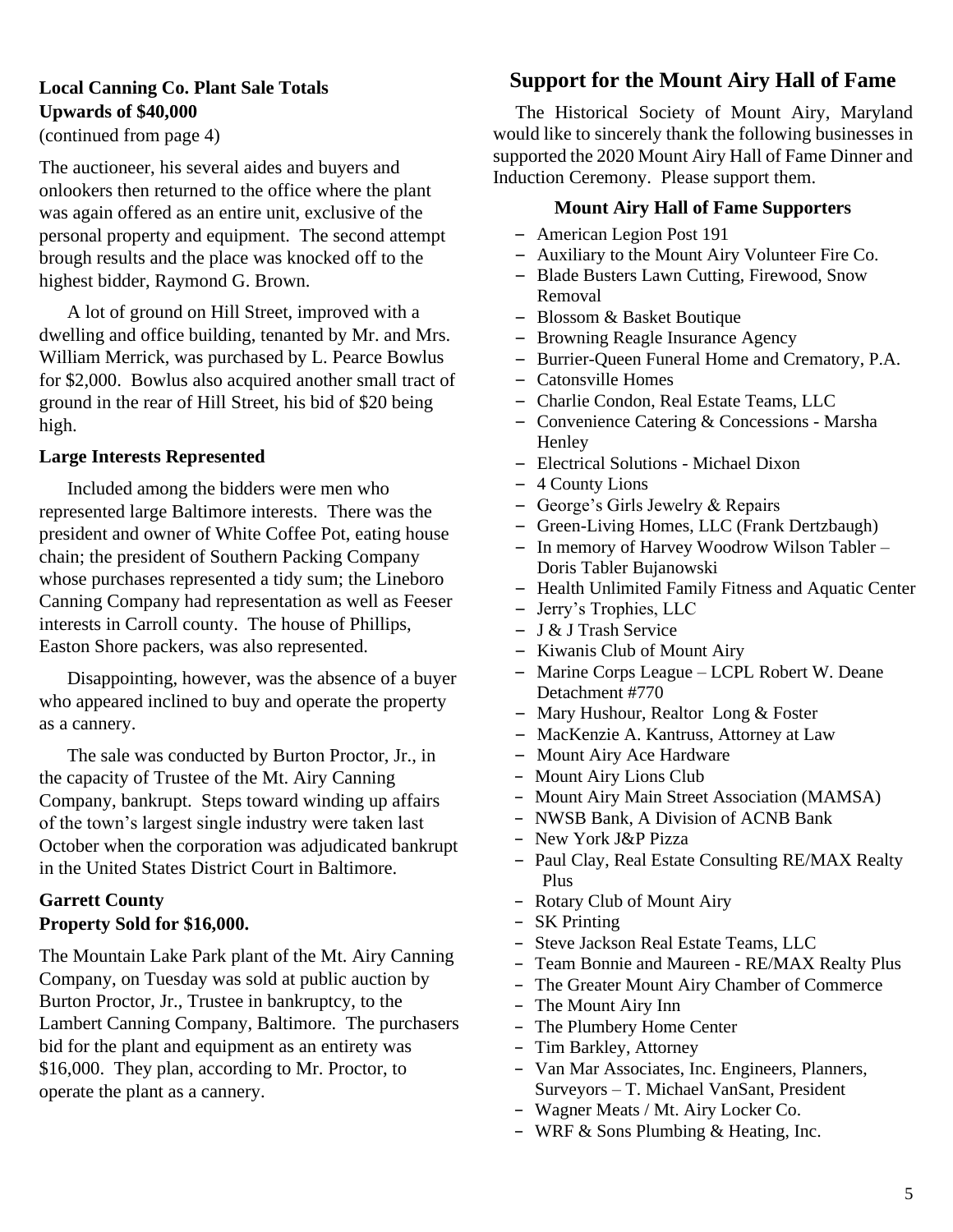**Local Canning Co. Plant Sale Totals Upwards of $40,000**

(continued from page 4)

The auctioneer, his several aides and buyers and onlookers then returned to the office where the plant was again offered as an entire unit, exclusive of the personal property and equipment. The second attempt brough results and the place was knocked off to the highest bidder, Raymond G. Brown.

A lot of ground on Hill Street, improved with a dwelling and office building, tenanted by Mr. and Mrs. William Merrick, was purchased by L. Pearce Bowlus for $2,000. Bowlus also acquired another small tract of ground in the rear of Hill Street, his bid of $20 being high.

**Large Interests Represented**

Included among the bidders were men who represented large Baltimore interests. There was the president and owner of White Coffee Pot, eating house chain; the president of Southern Packing Company whose purchases represented a tidy sum; the Lineboro Canning Company had representation as well as Feeser interests in Carroll county. The house of Phillips, Easton Shore packers, was also represented.

Disappointing, however, was the absence of a buyer who appeared inclined to buy and operate the property as a cannery.

The sale was conducted by Burton Proctor, Jr., in the capacity of Trustee of the Mt. Airy Canning Company, bankrupt. Steps toward winding up affairs of the town's largest single industry were taken last October when the corporation was adjudicated bankrupt in the United States District Court in Baltimore.

**Garrett County Property Sold for $16,000.**

The Mountain Lake Park plant of the Mt. Airy Canning Company, on Tuesday was sold at public auction by Burton Proctor, Jr., Trustee in bankruptcy, to the Lambert Canning Company, Baltimore. The purchasers bid for the plant and equipment as an entirety was $16,000. They plan, according to Mr. Proctor, to operate the plant as a cannery.

## Support for the Mount Airy Hall of Fame

The Historical Society of Mount Airy, Maryland would like to sincerely thank the following businesses in supported the 2020 Mount Airy Hall of Fame Dinner and Induction Ceremony. Please support them.

**Mount Airy Hall of Fame Supporters**

- American Legion Post 191
- Auxiliary to the Mount Airy Volunteer Fire Co.
- Blade Busters Lawn Cutting, Firewood, Snow Removal
- Blossom & Basket Boutique
- Browning Reagle Insurance Agency
- Burrier-Queen Funeral Home and Crematory, P.A.
- Catonsville Homes
- Charlie Condon, Real Estate Teams, LLC
- Convenience Catering & Concessions - Marsha Henley
- Electrical Solutions - Michael Dixon
- 4 County Lions
- George's Girls Jewelry & Repairs
- Green-Living Homes, LLC (Frank Dertzbaugh)
- In memory of Harvey Woodrow Wilson Tabler – Doris Tabler Bujanowski
- Health Unlimited Family Fitness and Aquatic Center
- Jerry's Trophies, LLC
- J & J Trash Service
- Kiwanis Club of Mount Airy
- Marine Corps League – LCPL Robert W. Deane Detachment #770
- Mary Hushour, Realtor Long & Foster
- MacKenzie A. Kantruss, Attorney at Law
- Mount Airy Ace Hardware
- Mount Airy Lions Club
- Mount Airy Main Street Association (MAMSA)
- NWSB Bank, A Division of ACNB Bank
- New York J&P Pizza
- Paul Clay, Real Estate Consulting RE/MAX Realty Plus
- Rotary Club of Mount Airy
- SK Printing
- Steve Jackson Real Estate Teams, LLC
- Team Bonnie and Maureen - RE/MAX Realty Plus
- The Greater Mount Airy Chamber of Commerce
- The Mount Airy Inn
- The Plumbery Home Center
- Tim Barkley, Attorney
- Van Mar Associates, Inc. Engineers, Planners, Surveyors – T. Michael VanSant, President
- Wagner Meats / Mt. Airy Locker Co.
- WRF & Sons Plumbing & Heating, Inc.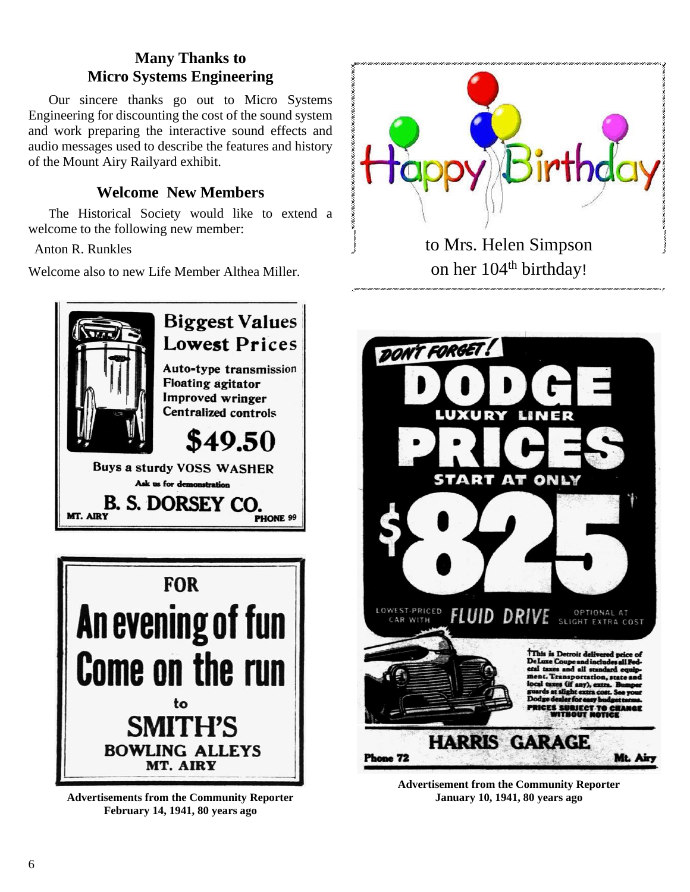## Many Thanks to Micro Systems Engineering

Our sincere thanks go out to Micro Systems Engineering for discounting the cost of the sound system and work preparing the interactive sound effects and audio messages used to describe the features and history of the Mount Airy Railyard exhibit.

## Welcome New Members

The Historical Society would like to extend a welcome to the following new member:

Anton R. Runkles

Welcome also to new Life Member Althea Miller.

Happy Birthday

to Mrs. Helen Simpson on her 104th birthday!

Biggest Values
Lowest Prices

Auto-type transmission
Floating agitator
Improved wringer
Centralized controls

$49.50

Buys a sturdy VOSS WASHER

Ask us for demonstration

B. S. DORSEY CO.

MT. AIRY PHONE 99

FOR
An evening of fun
Come on the run
to
SMITH'S
BOWLING ALLEYS
MT. AIRY

**Advertisements from the Community Reporter February 14, 1941, 80 years ago**

DON'T FORGET!
DODGE
LUXURY LINER
PRICES
START AT ONLY
$825†

LOWEST-PRICED CAR WITH FLUID DRIVE OPTIONAL AT SLIGHT EXTRA COST

†This is Detroit delivered price of DeLuxe Coupe and includes all Federal taxes and all standard equipment. Transportation, state and local taxes (if any), extra. Bumper guards at slight extra cost. See your Dodge dealer for easy budget terms. PRICES SUBJECT TO CHANGE WITHOUT NOTICE

HARRIS GARAGE

Phone 72 Mt. Airy

**Advertisement from the Community Reporter January 10, 1941, 80 years ago**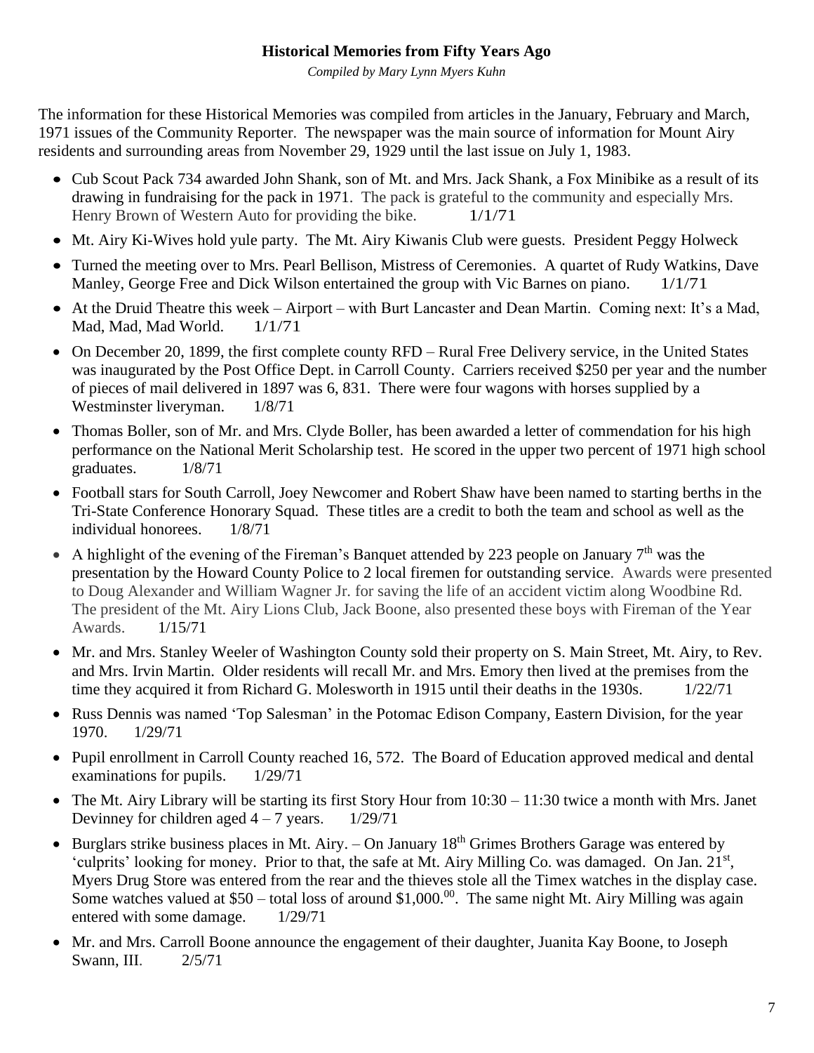**Historical Memories from Fifty Years Ago**

*Compiled by Mary Lynn Myers Kuhn*

The information for these Historical Memories was compiled from articles in the January, February and March, 1971 issues of the Community Reporter. The newspaper was the main source of information for Mount Airy residents and surrounding areas from November 29, 1929 until the last issue on July 1, 1983.

- Cub Scout Pack 734 awarded John Shank, son of Mt. and Mrs. Jack Shank, a Fox Minibike as a result of its drawing in fundraising for the pack in 1971. The pack is grateful to the community and especially Mrs. Henry Brown of Western Auto for providing the bike. 1/1/71
- Mt. Airy Ki-Wives hold yule party. The Mt. Airy Kiwanis Club were guests. President Peggy Holweck
- Turned the meeting over to Mrs. Pearl Bellison, Mistress of Ceremonies. A quartet of Rudy Watkins, Dave Manley, George Free and Dick Wilson entertained the group with Vic Barnes on piano. 1/1/71
- At the Druid Theatre this week – Airport – with Burt Lancaster and Dean Martin. Coming next: It's a Mad, Mad, Mad, Mad World. 1/1/71
- On December 20, 1899, the first complete county RFD – Rural Free Delivery service, in the United States was inaugurated by the Post Office Dept. in Carroll County. Carriers received $250 per year and the number of pieces of mail delivered in 1897 was 6, 831. There were four wagons with horses supplied by a Westminster liveryman. 1/8/71
- Thomas Boller, son of Mr. and Mrs. Clyde Boller, has been awarded a letter of commendation for his high performance on the National Merit Scholarship test. He scored in the upper two percent of 1971 high school graduates. 1/8/71
- Football stars for South Carroll, Joey Newcomer and Robert Shaw have been named to starting berths in the Tri-State Conference Honorary Squad. These titles are a credit to both the team and school as well as the individual honorees. 1/8/71
- A highlight of the evening of the Fireman's Banquet attended by 223 people on January 7th was the presentation by the Howard County Police to 2 local firemen for outstanding service. Awards were presented to Doug Alexander and William Wagner Jr. for saving the life of an accident victim along Woodbine Rd. The president of the Mt. Airy Lions Club, Jack Boone, also presented these boys with Fireman of the Year Awards. 1/15/71
- Mr. and Mrs. Stanley Weeler of Washington County sold their property on S. Main Street, Mt. Airy, to Rev. and Mrs. Irvin Martin. Older residents will recall Mr. and Mrs. Emory then lived at the premises from the time they acquired it from Richard G. Molesworth in 1915 until their deaths in the 1930s. 1/22/71
- Russ Dennis was named 'Top Salesman' in the Potomac Edison Company, Eastern Division, for the year 1970. 1/29/71
- Pupil enrollment in Carroll County reached 16, 572. The Board of Education approved medical and dental examinations for pupils. 1/29/71
- The Mt. Airy Library will be starting its first Story Hour from 10:30 – 11:30 twice a month with Mrs. Janet Devinney for children aged 4 – 7 years. 1/29/71
- Burglars strike business places in Mt. Airy. – On January 18th Grimes Brothers Garage was entered by 'culprits' looking for money. Prior to that, the safe at Mt. Airy Milling Co. was damaged. On Jan. 21st, Myers Drug Store was entered from the rear and the thieves stole all the Timex watches in the display case. Some watches valued at $50 – total loss of around $1,000.00. The same night Mt. Airy Milling was again entered with some damage. 1/29/71
- Mr. and Mrs. Carroll Boone announce the engagement of their daughter, Juanita Kay Boone, to Joseph Swann, III. 2/5/71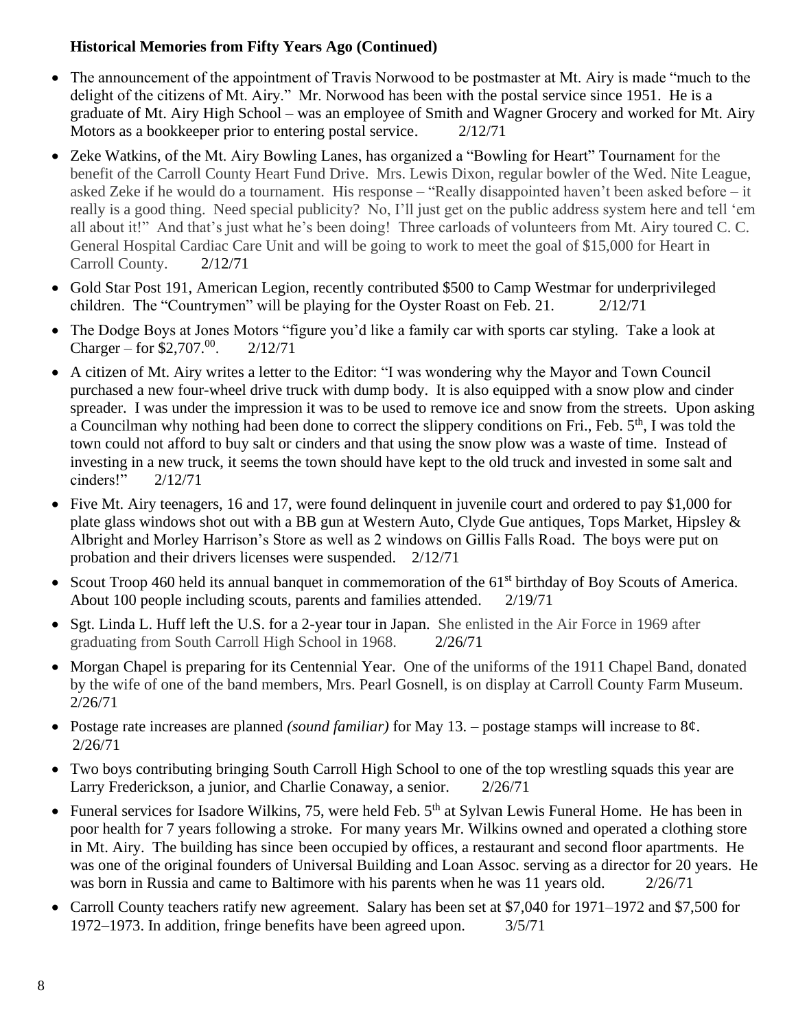**Historical Memories from Fifty Years Ago (Continued)**

- The announcement of the appointment of Travis Norwood to be postmaster at Mt. Airy is made "much to the delight of the citizens of Mt. Airy." Mr. Norwood has been with the postal service since 1951. He is a graduate of Mt. Airy High School – was an employee of Smith and Wagner Grocery and worked for Mt. Airy Motors as a bookkeeper prior to entering postal service. 2/12/71
- Zeke Watkins, of the Mt. Airy Bowling Lanes, has organized a "Bowling for Heart" Tournament for the benefit of the Carroll County Heart Fund Drive. Mrs. Lewis Dixon, regular bowler of the Wed. Nite League, asked Zeke if he would do a tournament. His response – "Really disappointed haven't been asked before – it really is a good thing. Need special publicity? No, I'll just get on the public address system here and tell 'em all about it!" And that's just what he's been doing! Three carloads of volunteers from Mt. Airy toured C. C. General Hospital Cardiac Care Unit and will be going to work to meet the goal of $15,000 for Heart in Carroll County. 2/12/71
- Gold Star Post 191, American Legion, recently contributed $500 to Camp Westmar for underprivileged children. The "Countrymen" will be playing for the Oyster Roast on Feb. 21. 2/12/71
- The Dodge Boys at Jones Motors "figure you'd like a family car with sports car styling. Take a look at Charger – for $2,707.00. 2/12/71
- A citizen of Mt. Airy writes a letter to the Editor: "I was wondering why the Mayor and Town Council purchased a new four-wheel drive truck with dump body. It is also equipped with a snow plow and cinder spreader. I was under the impression it was to be used to remove ice and snow from the streets. Upon asking a Councilman why nothing had been done to correct the slippery conditions on Fri., Feb. 5th, I was told the town could not afford to buy salt or cinders and that using the snow plow was a waste of time. Instead of investing in a new truck, it seems the town should have kept to the old truck and invested in some salt and cinders!" 2/12/71
- Five Mt. Airy teenagers, 16 and 17, were found delinquent in juvenile court and ordered to pay $1,000 for plate glass windows shot out with a BB gun at Western Auto, Clyde Gue antiques, Tops Market, Hipsley & Albright and Morley Harrison's Store as well as 2 windows on Gillis Falls Road. The boys were put on probation and their drivers licenses were suspended. 2/12/71
- Scout Troop 460 held its annual banquet in commemoration of the 61st birthday of Boy Scouts of America. About 100 people including scouts, parents and families attended. 2/19/71
- Sgt. Linda L. Huff left the U.S. for a 2-year tour in Japan. She enlisted in the Air Force in 1969 after graduating from South Carroll High School in 1968. 2/26/71
- Morgan Chapel is preparing for its Centennial Year. One of the uniforms of the 1911 Chapel Band, donated by the wife of one of the band members, Mrs. Pearl Gosnell, is on display at Carroll County Farm Museum. 2/26/71
- Postage rate increases are planned *(sound familiar)* for May 13. – postage stamps will increase to 8¢. 2/26/71
- Two boys contributing bringing South Carroll High School to one of the top wrestling squads this year are Larry Frederickson, a junior, and Charlie Conaway, a senior. 2/26/71
- Funeral services for Isadore Wilkins, 75, were held Feb. 5th at Sylvan Lewis Funeral Home. He has been in poor health for 7 years following a stroke. For many years Mr. Wilkins owned and operated a clothing store in Mt. Airy. The building has since been occupied by offices, a restaurant and second floor apartments. He was one of the original founders of Universal Building and Loan Assoc. serving as a director for 20 years. He was born in Russia and came to Baltimore with his parents when he was 11 years old. 2/26/71
- Carroll County teachers ratify new agreement. Salary has been set at $7,040 for 1971–1972 and $7,500 for 1972–1973. In addition, fringe benefits have been agreed upon. 3/5/71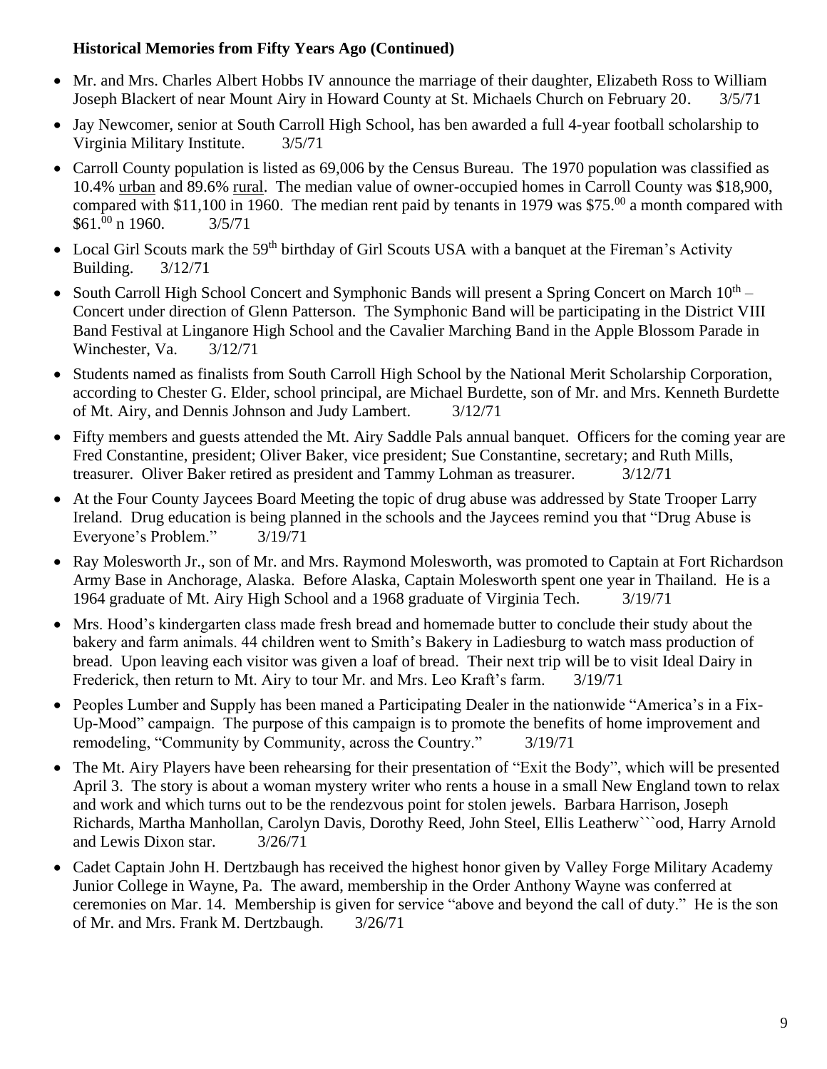**Historical Memories from Fifty Years Ago (Continued)**

- Mr. and Mrs. Charles Albert Hobbs IV announce the marriage of their daughter, Elizabeth Ross to William Joseph Blackert of near Mount Airy in Howard County at St. Michaels Church on February 20. 3/5/71
- Jay Newcomer, senior at South Carroll High School, has ben awarded a full 4-year football scholarship to Virginia Military Institute. 3/5/71
- Carroll County population is listed as 69,006 by the Census Bureau. The 1970 population was classified as 10.4% urban and 89.6% rural. The median value of owner-occupied homes in Carroll County was $18,900, compared with $11,100 in 1960. The median rent paid by tenants in 1979 was $75.00 a month compared with $61.00 n 1960. 3/5/71
- Local Girl Scouts mark the 59th birthday of Girl Scouts USA with a banquet at the Fireman's Activity Building. 3/12/71
- South Carroll High School Concert and Symphonic Bands will present a Spring Concert on March 10th – Concert under direction of Glenn Patterson. The Symphonic Band will be participating in the District VIII Band Festival at Linganore High School and the Cavalier Marching Band in the Apple Blossom Parade in Winchester, Va. 3/12/71
- Students named as finalists from South Carroll High School by the National Merit Scholarship Corporation, according to Chester G. Elder, school principal, are Michael Burdette, son of Mr. and Mrs. Kenneth Burdette of Mt. Airy, and Dennis Johnson and Judy Lambert. 3/12/71
- Fifty members and guests attended the Mt. Airy Saddle Pals annual banquet. Officers for the coming year are Fred Constantine, president; Oliver Baker, vice president; Sue Constantine, secretary; and Ruth Mills, treasurer. Oliver Baker retired as president and Tammy Lohman as treasurer. 3/12/71
- At the Four County Jaycees Board Meeting the topic of drug abuse was addressed by State Trooper Larry Ireland. Drug education is being planned in the schools and the Jaycees remind you that "Drug Abuse is Everyone's Problem." 3/19/71
- Ray Molesworth Jr., son of Mr. and Mrs. Raymond Molesworth, was promoted to Captain at Fort Richardson Army Base in Anchorage, Alaska. Before Alaska, Captain Molesworth spent one year in Thailand. He is a 1964 graduate of Mt. Airy High School and a 1968 graduate of Virginia Tech. 3/19/71
- Mrs. Hood's kindergarten class made fresh bread and homemade butter to conclude their study about the bakery and farm animals. 44 children went to Smith's Bakery in Ladiesburg to watch mass production of bread. Upon leaving each visitor was given a loaf of bread. Their next trip will be to visit Ideal Dairy in Frederick, then return to Mt. Airy to tour Mr. and Mrs. Leo Kraft's farm. 3/19/71
- Peoples Lumber and Supply has been maned a Participating Dealer in the nationwide "America's in a Fix-Up-Mood" campaign. The purpose of this campaign is to promote the benefits of home improvement and remodeling, "Community by Community, across the Country." 3/19/71
- The Mt. Airy Players have been rehearsing for their presentation of "Exit the Body", which will be presented April 3. The story is about a woman mystery writer who rents a house in a small New England town to relax and work and which turns out to be the rendezvous point for stolen jewels. Barbara Harrison, Joseph Richards, Martha Manhollan, Carolyn Davis, Dorothy Reed, John Steel, Ellis Leatherw```ood, Harry Arnold and Lewis Dixon star. 3/26/71
- Cadet Captain John H. Dertzbaugh has received the highest honor given by Valley Forge Military Academy Junior College in Wayne, Pa. The award, membership in the Order Anthony Wayne was conferred at ceremonies on Mar. 14. Membership is given for service "above and beyond the call of duty." He is the son of Mr. and Mrs. Frank M. Dertzbaugh. 3/26/71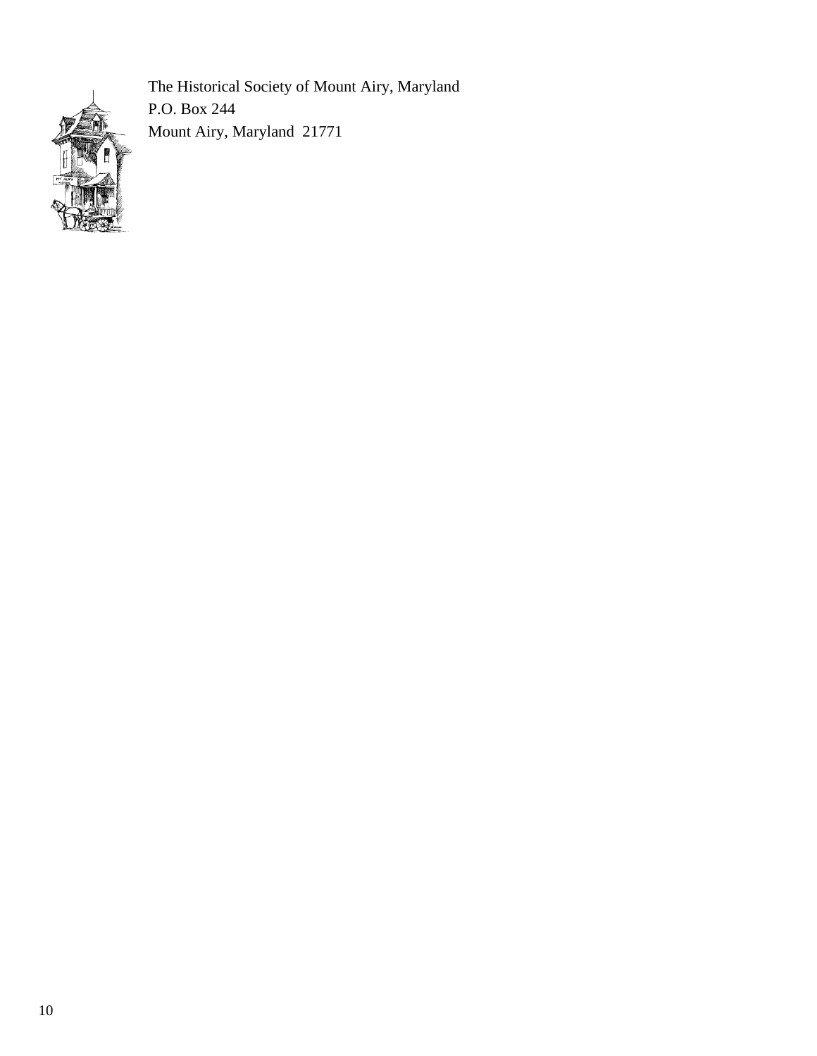The Historical Society of Mount Airy, Maryland
P.O. Box 244
Mount Airy, Maryland 21771